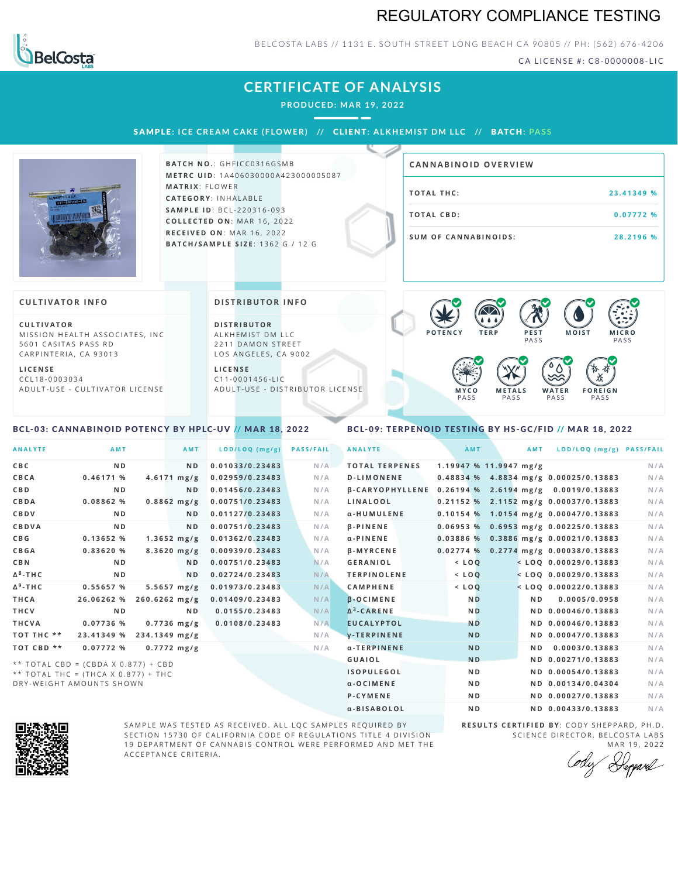# REGULATORY COMPLIANCE TESTING

BELCOSTA LABS // 1131 E. SOUTH STREET LONG BEACH CA 90805 // PH: (562) 676-4206

CA LICENSE #: C8-0000008-LIC

## CERTIFICATE OF ANALYSIS

PRODUCED: MAR 19, 2022

SAMPLE: ICE CREAM CAKE (FLOWER) // CLIENT: ALKHEMIST DM LLC // BATCH: PASS

**BATCH NO.**: GHFICC0316GSMB
**METRC UID**: 1A406030000A423000005087
**MATRIX**: FLOWER
**CATEGORY**: INHALABLE
**SAMPLE ID**: BCL-220316-093
**COLLECTED ON**: MAR 16, 2022
**RECEIVED ON**: MAR 16, 2022
**BATCH/SAMPLE SIZE**: 1362 G / 12 G

### CANNABINOID OVERVIEW

| | |
|---|---|
| TOTAL THC: | 23.41349 % |
| TOTAL CBD: | 0.07772 % |
| SUM OF CANNABINOIDS: | 28.2196 % |

### CULTIVATOR INFO

**CULTIVATOR**
MISSION HEALTH ASSOCIATES, INC
5601 CASITAS PASS RD
CARPINTERIA, CA 93013

**LICENSE**
CCL18-0003034
ADULT-USE - CULTIVATOR LICENSE

### DISTRIBUTOR INFO

**DISTRIBUTOR**
ALKHEMIST DM LLC
2211 DAMON STREET
LOS ANGELES, CA 9002

**LICENSE**
C11-0001456-LIC
ADULT-USE - DISTRIBUTOR LICENSE

POTENCY | TERP | PEST PASS | MOIST | MICRO PASS | MYCO PASS | METALS PASS | WATER PASS | FOREIGN PASS

### BCL-03: CANNABINOID POTENCY BY HPLC-UV // MAR 18, 2022

| ANALYTE | AMT | AMT | LOD/LOQ (mg/g) | PASS/FAIL |
|---|---|---|---|---|
| CBC | ND | ND | 0.01033/0.23483 | N/A |
| CBCA | 0.46171 % | 4.6171 mg/g | 0.02959/0.23483 | N/A |
| CBD | ND | ND | 0.01456/0.23483 | N/A |
| CBDA | 0.08862 % | 0.8862 mg/g | 0.00751/0.23483 | N/A |
| CBDV | ND | ND | 0.01127/0.23483 | N/A |
| CBDVA | ND | ND | 0.00751/0.23483 | N/A |
| CBG | 0.13652 % | 1.3652 mg/g | 0.01362/0.23483 | N/A |
| CBGA | 0.83620 % | 8.3620 mg/g | 0.00939/0.23483 | N/A |
| CBN | ND | ND | 0.00751/0.23483 | N/A |
| $\Delta^8$-THC | ND | ND | 0.02724/0.23483 | N/A |
| $\Delta^9$-THC | 0.55657 % | 5.5657 mg/g | 0.01973/0.23483 | N/A |
| THCA | 26.06262 % | 260.6262 mg/g | 0.01409/0.23483 | N/A |
| THCV | ND | ND | 0.0155/0.23483 | N/A |
| THCVA | 0.07736 % | 0.7736 mg/g | 0.0108/0.23483 | N/A |
| TOT THC ** | 23.41349 % | 234.1349 mg/g | | N/A |
| TOT CBD ** | 0.07772 % | 0.7772 mg/g | | N/A |

** TOTAL CBD = (CBDA X 0.877) + CBD
** TOTAL THC = (THCA X 0.877) + THC
DRY-WEIGHT AMOUNTS SHOWN

### BCL-09: TERPENOID TESTING BY HS-GC/FID // MAR 18, 2022

| ANALYTE | AMT | AMT | LOD/LOQ (mg/g) | PASS/FAIL |
|---|---|---|---|---|
| TOTAL TERPENES | 1.19947 % | 11.9947 mg/g | | N/A |
| D-LIMONENE | 0.48834 % | 4.8834 mg/g | 0.00025/0.13883 | N/A |
| β-CARYOPHYLLENE | 0.26194 % | 2.6194 mg/g | 0.0019/0.13883 | N/A |
| LINALOOL | 0.21152 % | 2.1152 mg/g | 0.00037/0.13883 | N/A |
| α-HUMULENE | 0.10154 % | 1.0154 mg/g | 0.00047/0.13883 | N/A |
| β-PINENE | 0.06953 % | 0.6953 mg/g | 0.00225/0.13883 | N/A |
| α-PINENE | 0.03886 % | 0.3886 mg/g | 0.00021/0.13883 | N/A |
| β-MYRCENE | 0.02774 % | 0.2774 mg/g | 0.00038/0.13883 | N/A |
| GERANIOL | < LOQ | < LOQ | 0.00029/0.13883 | N/A |
| TERPINOLENE | < LOQ | < LOQ | 0.00029/0.13883 | N/A |
| CAMPHENE | < LOQ | < LOQ | 0.00022/0.13883 | N/A |
| β-OCIMENE | ND | ND | 0.0005/0.0958 | N/A |
| $\Delta^3$-CARENE | ND | ND | 0.00046/0.13883 | N/A |
| EUCALYPTOL | ND | ND | 0.00046/0.13883 | N/A |
| γ-TERPINENE | ND | ND | 0.00047/0.13883 | N/A |
| α-TERPINENE | ND | ND | 0.0003/0.13883 | N/A |
| GUAIOL | ND | ND | 0.00271/0.13883 | N/A |
| ISOPULEGOL | ND | ND | 0.00054/0.13883 | N/A |
| α-OCIMENE | ND | ND | 0.00134/0.04304 | N/A |
| P-CYMENE | ND | ND | 0.00027/0.13883 | N/A |
| α-BISABOLOL | ND | ND | 0.00433/0.13883 | N/A |

SAMPLE WAS TESTED AS RECEIVED. ALL LQC SAMPLES REQUIRED BY SECTION 15730 OF CALIFORNIA CODE OF REGULATIONS TITLE 4 DIVISION 19 DEPARTMENT OF CANNABIS CONTROL WERE PERFORMED AND MET THE ACCEPTANCE CRITERIA.

**RESULTS CERTIFIED BY**: CODY SHEPPARD, PH.D.
SCIENCE DIRECTOR, BELCOSTA LABS
MAR 19, 2022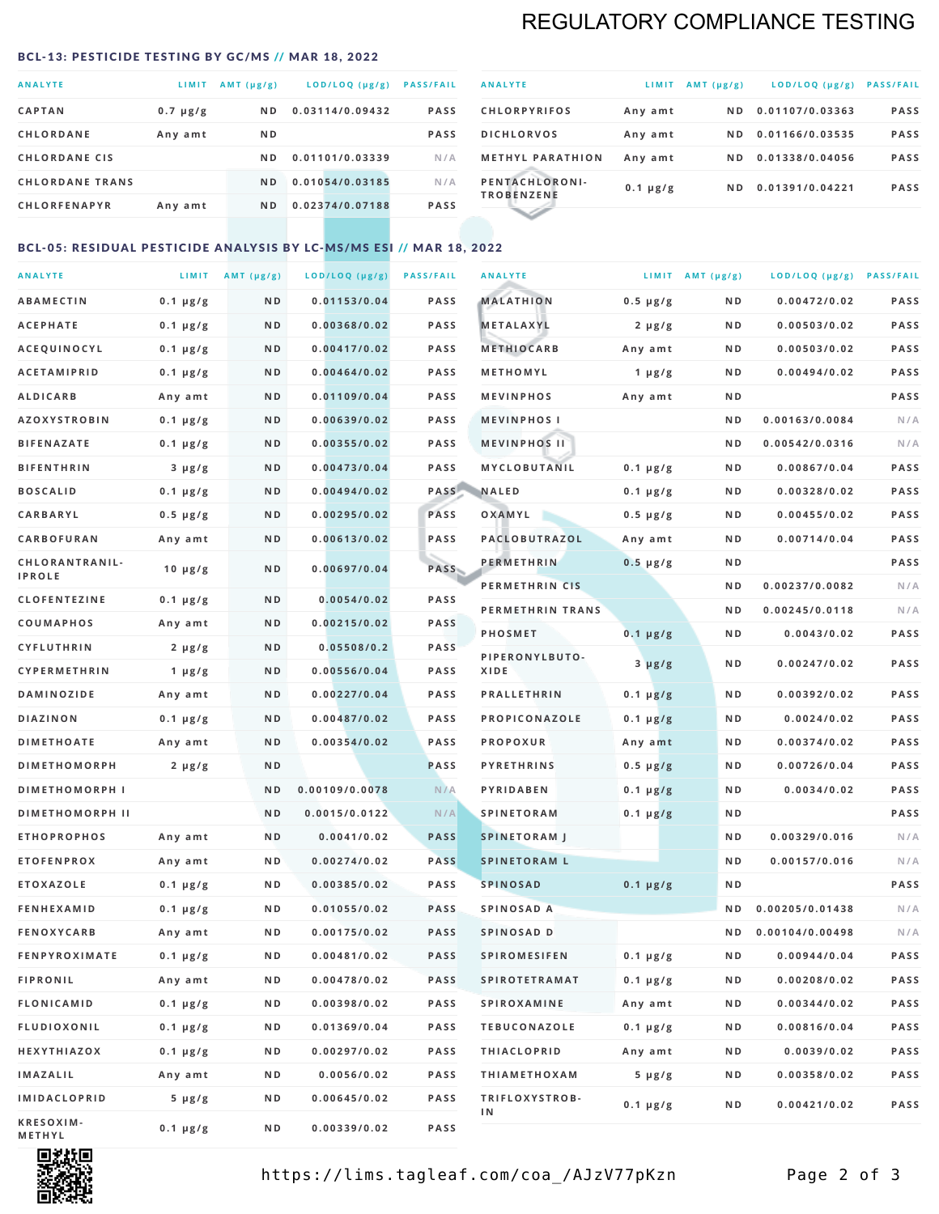# REGULATORY COMPLIANCE TESTING

## BCL-13: PESTICIDE TESTING BY GC/MS // MAR 18, 2022

| ANALYTE | LIMIT | AMT (μg/g) | LOD/LOQ (μg/g) | PASS/FAIL |
|---|---|---|---|---|
| CAPTAN | 0.7 μg/g | ND | 0.03114/0.09432 | PASS |
| CHLORDANE | Any amt | ND | | PASS |
| CHLORDANE CIS | | ND | 0.01101/0.03339 | N/A |
| CHLORDANE TRANS | | ND | 0.01054/0.03185 | N/A |
| CHLORFENAPYR | Any amt | ND | 0.02374/0.07188 | PASS |
| CHLORPYRIFOS | Any amt | ND | 0.01107/0.03363 | PASS |
| DICHLORVOS | Any amt | ND | 0.01166/0.03535 | PASS |
| METHYL PARATHION | Any amt | ND | 0.01338/0.04056 | PASS |
| PENTACHLORONITROBENZENE | 0.1 μg/g | ND | 0.01391/0.04221 | PASS |

## BCL-05: RESIDUAL PESTICIDE ANALYSIS BY LC-MS/MS ESI // MAR 18, 2022

| ANALYTE | LIMIT | AMT (μg/g) | LOD/LOQ (μg/g) | PASS/FAIL |
|---|---|---|---|---|
| ABAMECTIN | 0.1 μg/g | ND | 0.01153/0.04 | PASS |
| ACEPHATE | 0.1 μg/g | ND | 0.00368/0.02 | PASS |
| ACEQUINOCYL | 0.1 μg/g | ND | 0.00417/0.02 | PASS |
| ACETAMIPRID | 0.1 μg/g | ND | 0.00464/0.02 | PASS |
| ALDICARB | Any amt | ND | 0.01109/0.04 | PASS |
| AZOXYSTROBIN | 0.1 μg/g | ND | 0.00639/0.02 | PASS |
| BIFENAZATE | 0.1 μg/g | ND | 0.00355/0.02 | PASS |
| BIFENTHRIN | 3 μg/g | ND | 0.00473/0.04 | PASS |
| BOSCALID | 0.1 μg/g | ND | 0.00494/0.02 | PASS |
| CARBARYL | 0.5 μg/g | ND | 0.00295/0.02 | PASS |
| CARBOFURAN | Any amt | ND | 0.00613/0.02 | PASS |
| CHLORANTRANILIPROLE | 10 μg/g | ND | 0.00697/0.04 | PASS |
| CLOFENTEZINE | 0.1 μg/g | ND | 0.0054/0.02 | PASS |
| COUMAPHOS | Any amt | ND | 0.00215/0.02 | PASS |
| CYFLUTHRIN | 2 μg/g | ND | 0.05508/0.2 | PASS |
| CYPERMETHRIN | 1 μg/g | ND | 0.00556/0.04 | PASS |
| DAMINOZIDE | Any amt | ND | 0.00227/0.04 | PASS |
| DIAZINON | 0.1 μg/g | ND | 0.00487/0.02 | PASS |
| DIMETHOATE | Any amt | ND | 0.00354/0.02 | PASS |
| DIMETHOMORPH | 2 μg/g | ND | | PASS |
| DIMETHOMORPH I | | ND | 0.00109/0.0078 | N/A |
| DIMETHOMORPH II | | ND | 0.0015/0.0122 | N/A |
| ETHOPROPHOS | Any amt | ND | 0.0041/0.02 | PASS |
| ETOFENPROX | Any amt | ND | 0.00274/0.02 | PASS |
| ETOXAZOLE | 0.1 μg/g | ND | 0.00385/0.02 | PASS |
| FENHEXAMID | 0.1 μg/g | ND | 0.01055/0.02 | PASS |
| FENOXYCARB | Any amt | ND | 0.00175/0.02 | PASS |
| FENPYROXIMATE | 0.1 μg/g | ND | 0.00481/0.02 | PASS |
| FIPRONIL | Any amt | ND | 0.00478/0.02 | PASS |
| FLONICAMID | 0.1 μg/g | ND | 0.00398/0.02 | PASS |
| FLUDIOXONIL | 0.1 μg/g | ND | 0.01369/0.04 | PASS |
| HEXYTHIAZOX | 0.1 μg/g | ND | 0.00297/0.02 | PASS |
| IMAZALIL | Any amt | ND | 0.0056/0.02 | PASS |
| IMIDACLOPRID | 5 μg/g | ND | 0.00645/0.02 | PASS |
| KRESOXIM-METHYL | 0.1 μg/g | ND | 0.00339/0.02 | PASS |
| MALATHION | 0.5 μg/g | ND | 0.00472/0.02 | PASS |
| METALAXYL | 2 μg/g | ND | 0.00503/0.02 | PASS |
| METHIOCARB | Any amt | ND | 0.00503/0.02 | PASS |
| METHOMYL | 1 μg/g | ND | 0.00494/0.02 | PASS |
| MEVINPHOS | Any amt | ND | | PASS |
| MEVINPHOS I | | ND | 0.00163/0.0084 | N/A |
| MEVINPHOS II | | ND | 0.00542/0.0316 | N/A |
| MYCLOBUTANIL | 0.1 μg/g | ND | 0.00867/0.04 | PASS |
| NALED | 0.1 μg/g | ND | 0.00328/0.02 | PASS |
| OXAMYL | 0.5 μg/g | ND | 0.00455/0.02 | PASS |
| PACLOBUTRAZOL | Any amt | ND | 0.00714/0.04 | PASS |
| PERMETHRIN | 0.5 μg/g | ND | | PASS |
| PERMETHRIN CIS | | ND | 0.00237/0.0082 | N/A |
| PERMETHRIN TRANS | | ND | 0.00245/0.0118 | N/A |
| PHOSMET | 0.1 μg/g | ND | 0.0043/0.02 | PASS |
| PIPERONYLBUTOXIDE | 3 μg/g | ND | 0.00247/0.02 | PASS |
| PRALLETHRIN | 0.1 μg/g | ND | 0.00392/0.02 | PASS |
| PROPICONAZOLE | 0.1 μg/g | ND | 0.0024/0.02 | PASS |
| PROPOXUR | Any amt | ND | 0.00374/0.02 | PASS |
| PYRETHRINS | 0.5 μg/g | ND | 0.00726/0.04 | PASS |
| PYRIDABEN | 0.1 μg/g | ND | 0.0034/0.02 | PASS |
| SPINETORAM | 0.1 μg/g | ND | | PASS |
| SPINETORAM J | | ND | 0.00329/0.016 | N/A |
| SPINETORAM L | | ND | 0.00157/0.016 | N/A |
| SPINOSAD | 0.1 μg/g | ND | | PASS |
| SPINOSAD A | | ND | 0.00205/0.01438 | N/A |
| SPINOSAD D | | ND | 0.00104/0.00498 | N/A |
| SPIROMESIFEN | 0.1 μg/g | ND | 0.00944/0.04 | PASS |
| SPIROTETRAMAT | 0.1 μg/g | ND | 0.00208/0.02 | PASS |
| SPIROXAMINE | Any amt | ND | 0.00344/0.02 | PASS |
| TEBUCONAZOLE | 0.1 μg/g | ND | 0.00816/0.04 | PASS |
| THIACLOPRID | Any amt | ND | 0.0039/0.02 | PASS |
| THIAMETHOXAM | 5 μg/g | ND | 0.00358/0.02 | PASS |
| TRIFLOXYSTROBIN | 0.1 μg/g | ND | 0.00421/0.02 | PASS |

https://lims.tagleaf.com/coa_/AJzV77pKzn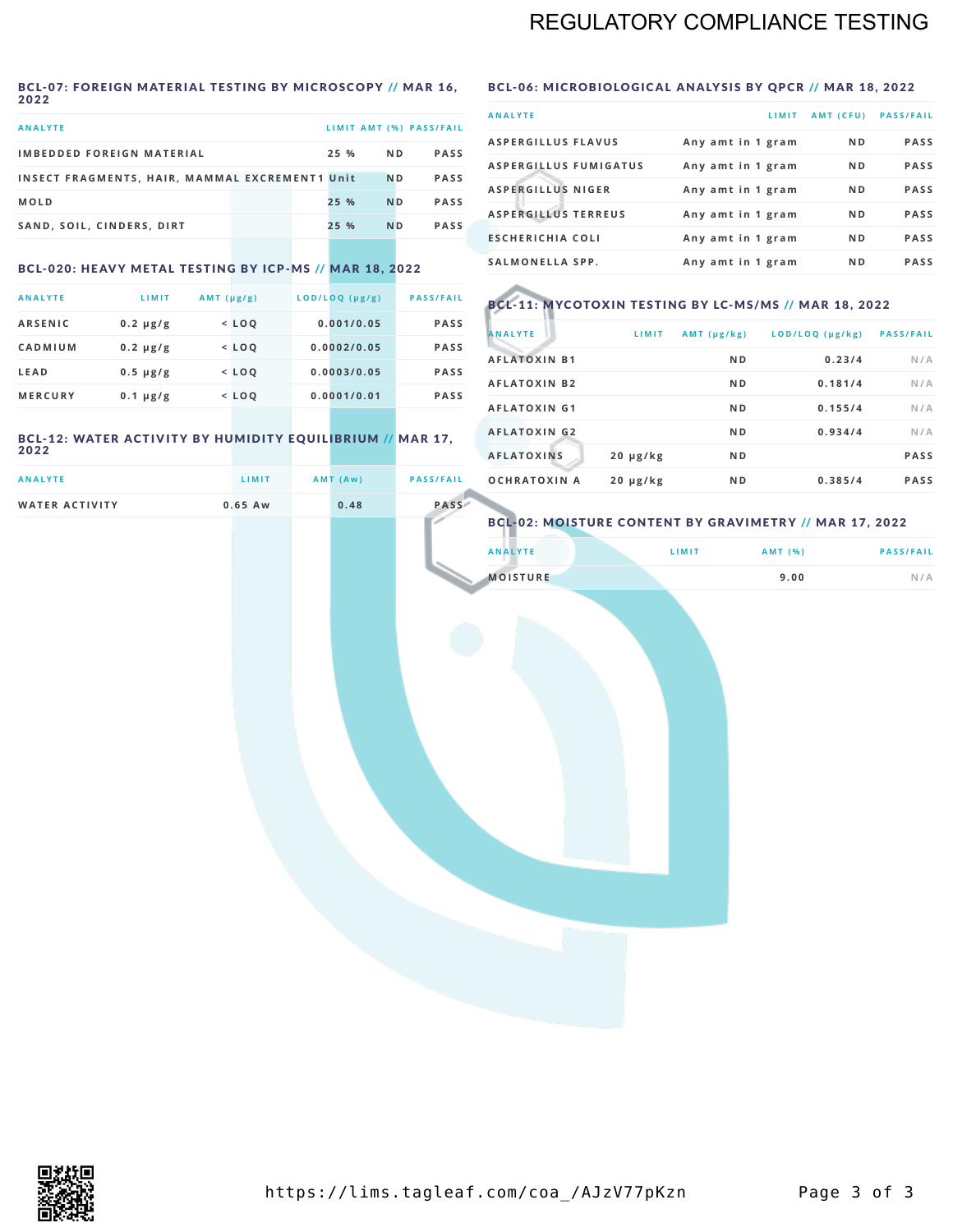# REGULATORY COMPLIANCE TESTING

## BCL-07: FOREIGN MATERIAL TESTING BY MICROSCOPY // MAR 16, 2022

| ANALYTE | LIMIT | AMT (%) | PASS/FAIL |
|---|---|---|---|
| IMBEDDED FOREIGN MATERIAL | 25 % | ND | PASS |
| INSECT FRAGMENTS, HAIR, MAMMAL EXCREMENT | 1 Unit | ND | PASS |
| MOLD | 25 % | ND | PASS |
| SAND, SOIL, CINDERS, DIRT | 25 % | ND | PASS |

## BCL-020: HEAVY METAL TESTING BY ICP-MS // MAR 18, 2022

| ANALYTE | LIMIT | AMT (µg/g) | LOD/LOQ (µg/g) | PASS/FAIL |
|---|---|---|---|---|
| ARSENIC | 0.2 µg/g | < LOQ | 0.001/0.05 | PASS |
| CADMIUM | 0.2 µg/g | < LOQ | 0.0002/0.05 | PASS |
| LEAD | 0.5 µg/g | < LOQ | 0.0003/0.05 | PASS |
| MERCURY | 0.1 µg/g | < LOQ | 0.0001/0.01 | PASS |

## BCL-12: WATER ACTIVITY BY HUMIDITY EQUILIBRIUM // MAR 17, 2022

| ANALYTE | LIMIT | AMT (Aw) | PASS/FAIL |
|---|---|---|---|
| WATER ACTIVITY | 0.65 Aw | 0.48 | PASS |

## BCL-06: MICROBIOLOGICAL ANALYSIS BY QPCR // MAR 18, 2022

| ANALYTE | LIMIT | AMT (CFU) | PASS/FAIL |
|---|---|---|---|
| ASPERGILLUS FLAVUS | Any amt in 1 gram | ND | PASS |
| ASPERGILLUS FUMIGATUS | Any amt in 1 gram | ND | PASS |
| ASPERGILLUS NIGER | Any amt in 1 gram | ND | PASS |
| ASPERGILLUS TERREUS | Any amt in 1 gram | ND | PASS |
| ESCHERICHIA COLI | Any amt in 1 gram | ND | PASS |
| SALMONELLA SPP. | Any amt in 1 gram | ND | PASS |

## BCL-11: MYCOTOXIN TESTING BY LC-MS/MS // MAR 18, 2022

| ANALYTE | LIMIT | AMT (µg/kg) | LOD/LOQ (µg/kg) | PASS/FAIL |
|---|---|---|---|---|
| AFLATOXIN B1 | | ND | 0.23/4 | N/A |
| AFLATOXIN B2 | | ND | 0.181/4 | N/A |
| AFLATOXIN G1 | | ND | 0.155/4 | N/A |
| AFLATOXIN G2 | | ND | 0.934/4 | N/A |
| AFLATOXINS | 20 µg/kg | ND | | PASS |
| OCHRATOXIN A | 20 µg/kg | ND | 0.385/4 | PASS |

## BCL-02: MOISTURE CONTENT BY GRAVIMETRY // MAR 17, 2022

| ANALYTE | LIMIT | AMT (%) | PASS/FAIL |
|---|---|---|---|
| MOISTURE | | 9.00 | N/A |

https://lims.tagleaf.com/coa_/AJzV77pKzn